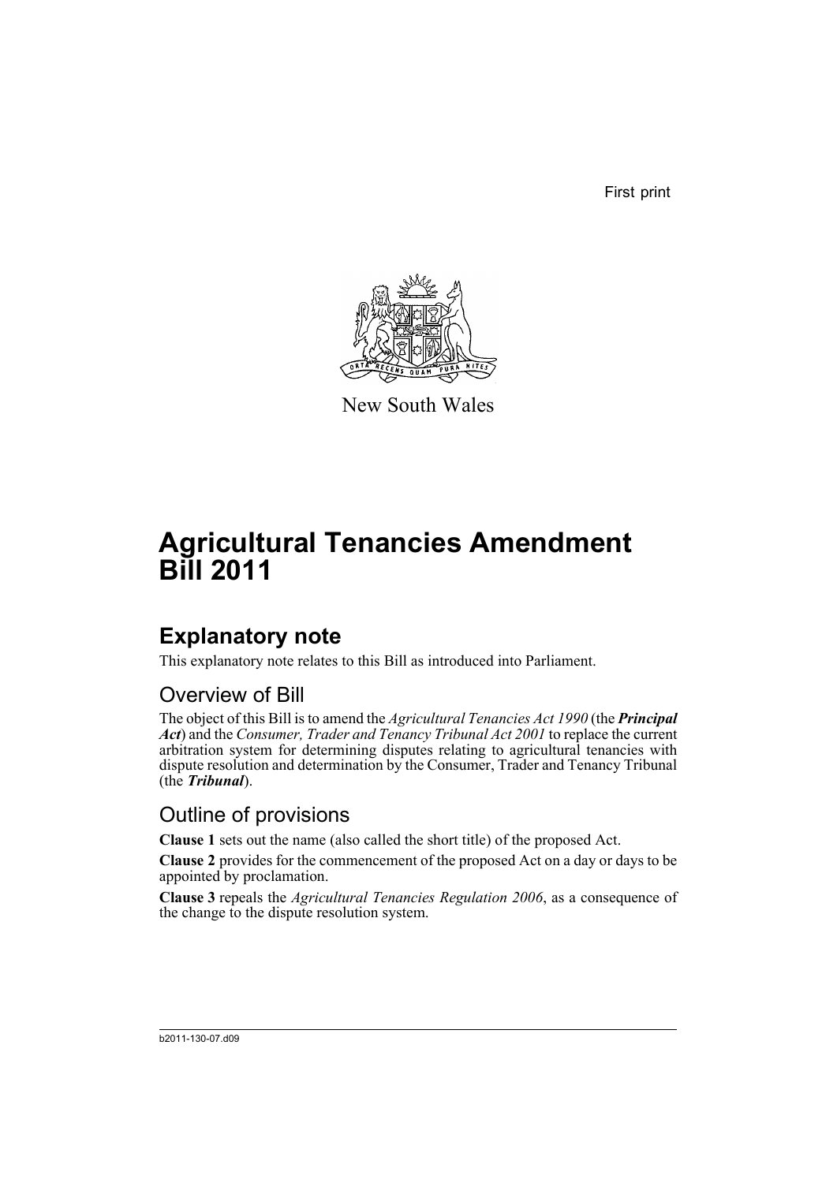First print

New South Wales

# Agricultural Tenancies Amendment Bill 2011

## Explanatory note

This explanatory note relates to this Bill as introduced into Parliament.

### Overview of Bill

The object of this Bill is to amend the *Agricultural Tenancies Act 1990* (the ***Principal Act***) and the *Consumer, Trader and Tenancy Tribunal Act 2001* to replace the current arbitration system for determining disputes relating to agricultural tenancies with dispute resolution and determination by the Consumer, Trader and Tenancy Tribunal (the ***Tribunal***).

### Outline of provisions

**Clause 1** sets out the name (also called the short title) of the proposed Act.

**Clause 2** provides for the commencement of the proposed Act on a day or days to be appointed by proclamation.

**Clause 3** repeals the *Agricultural Tenancies Regulation 2006*, as a consequence of the change to the dispute resolution system.

b2011-130-07.d09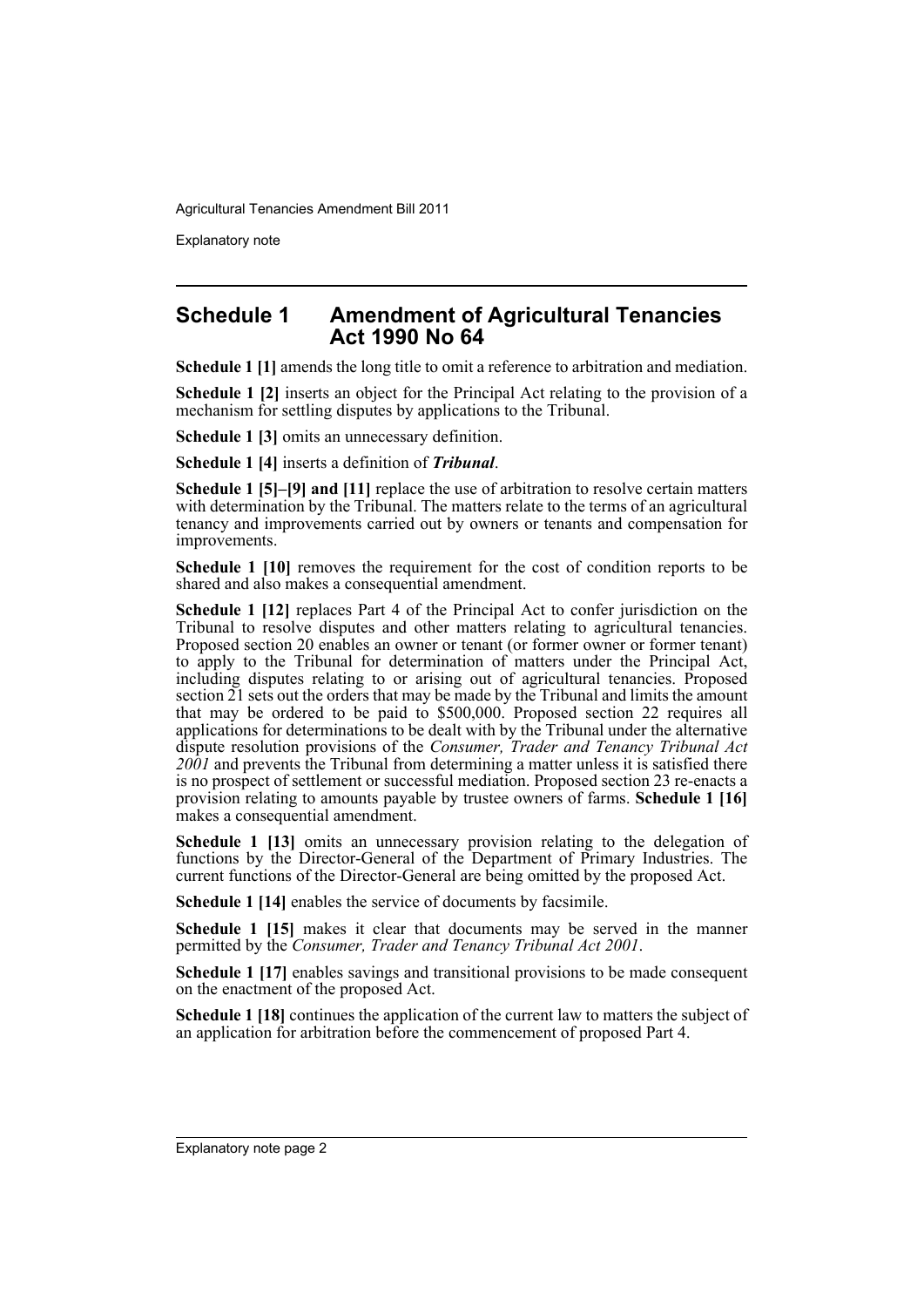## Schedule 1 Amendment of Agricultural Tenancies Act 1990 No 64

**Schedule 1 [1]** amends the long title to omit a reference to arbitration and mediation.

**Schedule 1 [2]** inserts an object for the Principal Act relating to the provision of a mechanism for settling disputes by applications to the Tribunal.

**Schedule 1 [3]** omits an unnecessary definition.

**Schedule 1 [4]** inserts a definition of ***Tribunal***.

**Schedule 1 [5]–[9] and [11]** replace the use of arbitration to resolve certain matters with determination by the Tribunal. The matters relate to the terms of an agricultural tenancy and improvements carried out by owners or tenants and compensation for improvements.

**Schedule 1 [10]** removes the requirement for the cost of condition reports to be shared and also makes a consequential amendment.

**Schedule 1 [12]** replaces Part 4 of the Principal Act to confer jurisdiction on the Tribunal to resolve disputes and other matters relating to agricultural tenancies. Proposed section 20 enables an owner or tenant (or former owner or former tenant) to apply to the Tribunal for determination of matters under the Principal Act, including disputes relating to or arising out of agricultural tenancies. Proposed section 21 sets out the orders that may be made by the Tribunal and limits the amount that may be ordered to be paid to $500,000. Proposed section 22 requires all applications for determinations to be dealt with by the Tribunal under the alternative dispute resolution provisions of the *Consumer, Trader and Tenancy Tribunal Act 2001* and prevents the Tribunal from determining a matter unless it is satisfied there is no prospect of settlement or successful mediation. Proposed section 23 re-enacts a provision relating to amounts payable by trustee owners of farms. **Schedule 1 [16]** makes a consequential amendment.

**Schedule 1 [13]** omits an unnecessary provision relating to the delegation of functions by the Director-General of the Department of Primary Industries. The current functions of the Director-General are being omitted by the proposed Act.

**Schedule 1 [14]** enables the service of documents by facsimile.

**Schedule 1 [15]** makes it clear that documents may be served in the manner permitted by the *Consumer, Trader and Tenancy Tribunal Act 2001*.

**Schedule 1 [17]** enables savings and transitional provisions to be made consequent on the enactment of the proposed Act.

**Schedule 1 [18]** continues the application of the current law to matters the subject of an application for arbitration before the commencement of proposed Part 4.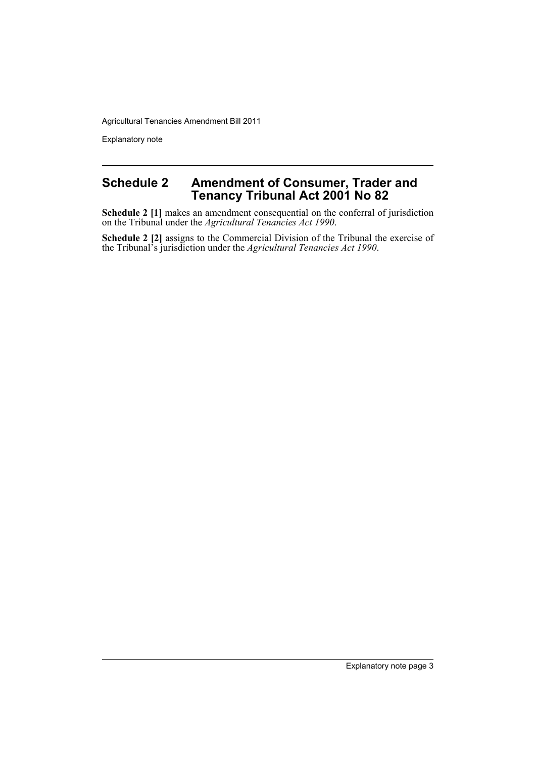## Schedule 2 Amendment of Consumer, Trader and Tenancy Tribunal Act 2001 No 82

**Schedule 2 [1]** makes an amendment consequential on the conferral of jurisdiction on the Tribunal under the *Agricultural Tenancies Act 1990*.

**Schedule 2 [2]** assigns to the Commercial Division of the Tribunal the exercise of the Tribunal's jurisdiction under the *Agricultural Tenancies Act 1990*.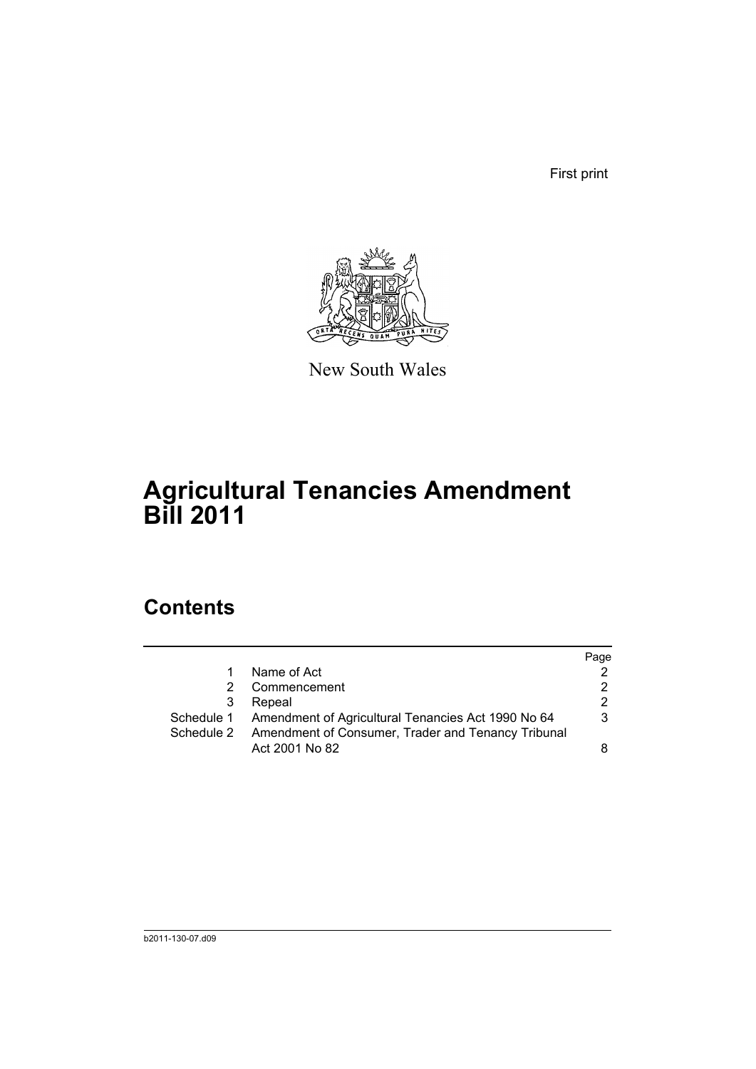First print

New South Wales

# Agricultural Tenancies Amendment Bill 2011

## Contents

| | | Page |
|---|---|---|
| 1 | Name of Act | 2 |
| 2 | Commencement | 2 |
| 3 | Repeal | 2 |
| Schedule 1 | Amendment of Agricultural Tenancies Act 1990 No 64 | 3 |
| Schedule 2 | Amendment of Consumer, Trader and Tenancy Tribunal Act 2001 No 82 | 8 |

b2011-130-07.d09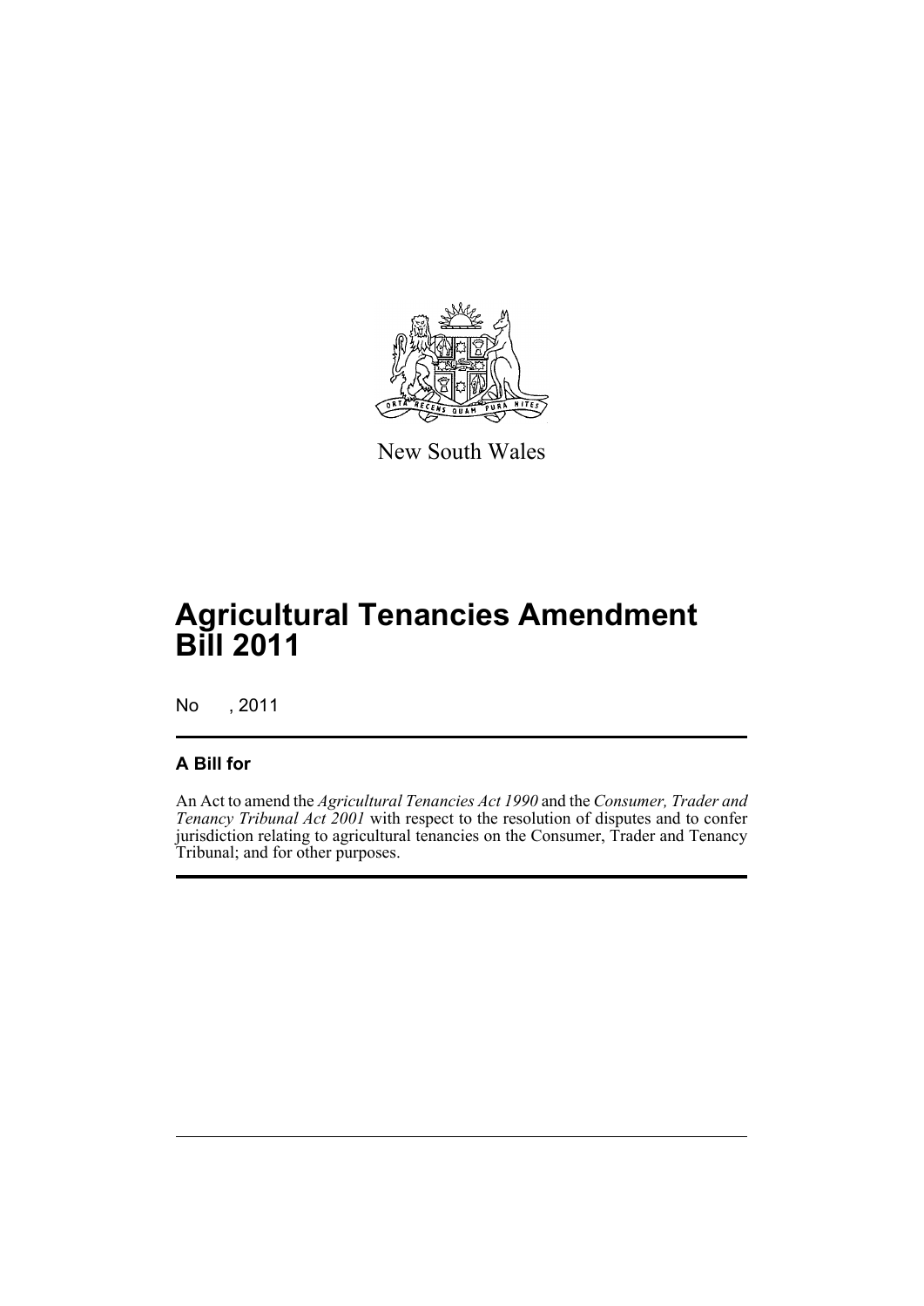New South Wales

# Agricultural Tenancies Amendment Bill 2011

No , 2011

## A Bill for

An Act to amend the *Agricultural Tenancies Act 1990* and the *Consumer, Trader and Tenancy Tribunal Act 2001* with respect to the resolution of disputes and to confer jurisdiction relating to agricultural tenancies on the Consumer, Trader and Tenancy Tribunal; and for other purposes.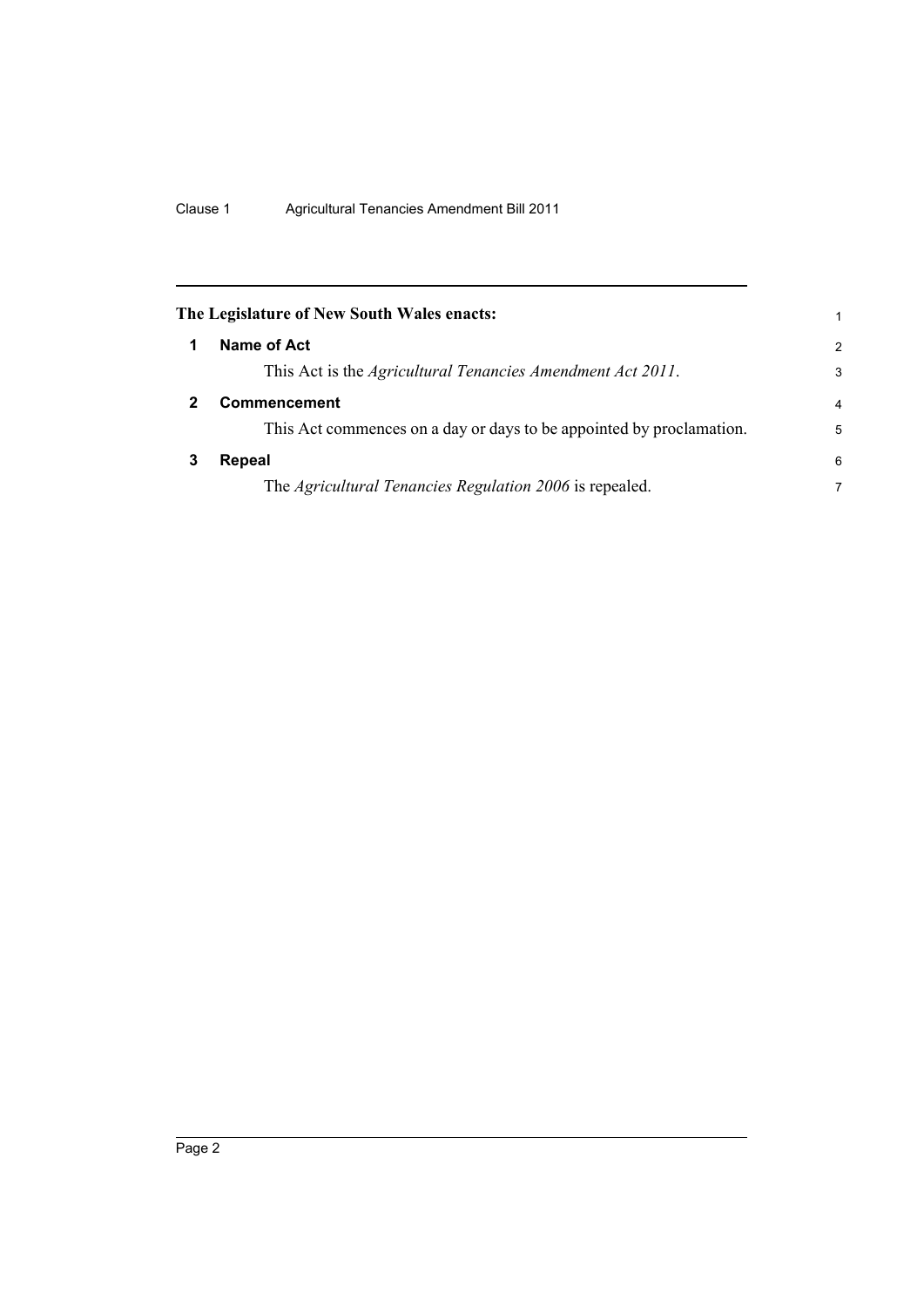**The Legislature of New South Wales enacts:**

## 1 Name of Act

This Act is the *Agricultural Tenancies Amendment Act 2011*.

## 2 Commencement

This Act commences on a day or days to be appointed by proclamation.

## 3 Repeal

The *Agricultural Tenancies Regulation 2006* is repealed.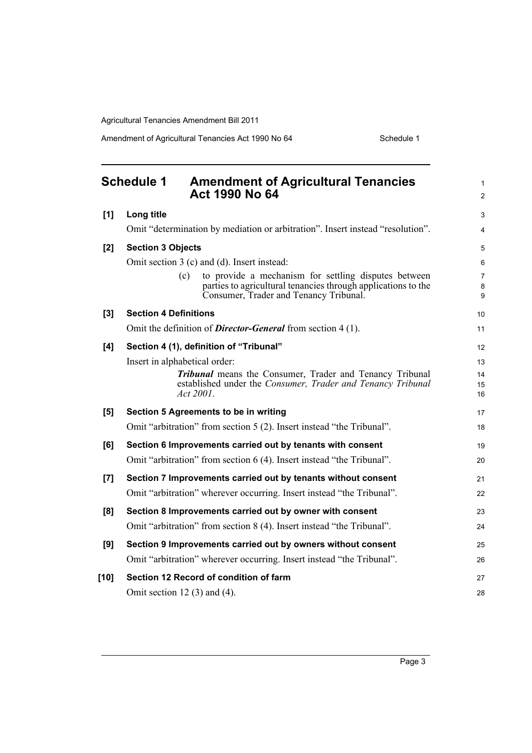## Schedule 1 Amendment of Agricultural Tenancies Act 1990 No 64

**[1] Long title**

Omit "determination by mediation or arbitration". Insert instead "resolution".

**[2] Section 3 Objects**

Omit section 3 (c) and (d). Insert instead:

> (c) to provide a mechanism for settling disputes between parties to agricultural tenancies through applications to the Consumer, Trader and Tenancy Tribunal.

**[3] Section 4 Definitions**

Omit the definition of ***Director-General*** from section 4 (1).

**[4] Section 4 (1), definition of "Tribunal"**

Insert in alphabetical order:

> ***Tribunal*** means the Consumer, Trader and Tenancy Tribunal established under the *Consumer, Trader and Tenancy Tribunal Act 2001*.

**[5] Section 5 Agreements to be in writing**

Omit "arbitration" from section 5 (2). Insert instead "the Tribunal".

**[6] Section 6 Improvements carried out by tenants with consent**

Omit "arbitration" from section 6 (4). Insert instead "the Tribunal".

**[7] Section 7 Improvements carried out by tenants without consent**

Omit "arbitration" wherever occurring. Insert instead "the Tribunal".

**[8] Section 8 Improvements carried out by owner with consent**

Omit "arbitration" from section 8 (4). Insert instead "the Tribunal".

**[9] Section 9 Improvements carried out by owners without consent**

Omit "arbitration" wherever occurring. Insert instead "the Tribunal".

**[10] Section 12 Record of condition of farm**

Omit section 12 (3) and (4).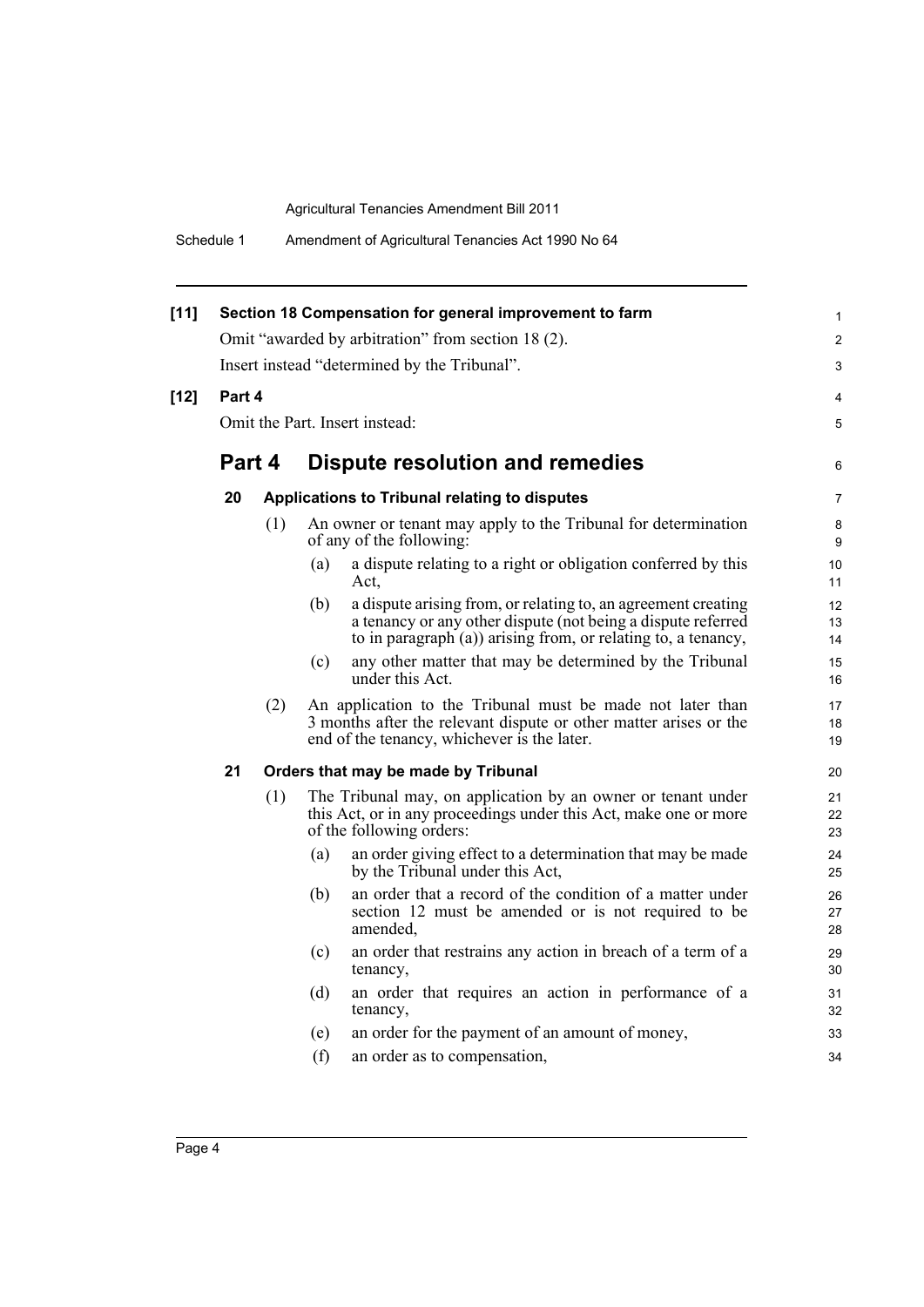**[11] Section 18 Compensation for general improvement to farm**

Omit "awarded by arbitration" from section 18 (2).

Insert instead "determined by the Tribunal".

**[12] Part 4**

Omit the Part. Insert instead:

## Part 4 Dispute resolution and remedies

### 20 Applications to Tribunal relating to disputes

(1) An owner or tenant may apply to the Tribunal for determination of any of the following:

- (a) a dispute relating to a right or obligation conferred by this Act,
- (b) a dispute arising from, or relating to, an agreement creating a tenancy or any other dispute (not being a dispute referred to in paragraph (a)) arising from, or relating to, a tenancy,
- (c) any other matter that may be determined by the Tribunal under this Act.

(2) An application to the Tribunal must be made not later than 3 months after the relevant dispute or other matter arises or the end of the tenancy, whichever is the later.

### 21 Orders that may be made by Tribunal

(1) The Tribunal may, on application by an owner or tenant under this Act, or in any proceedings under this Act, make one or more of the following orders:

- (a) an order giving effect to a determination that may be made by the Tribunal under this Act,
- (b) an order that a record of the condition of a matter under section 12 must be amended or is not required to be amended,
- (c) an order that restrains any action in breach of a term of a tenancy,
- (d) an order that requires an action in performance of a tenancy,
- (e) an order for the payment of an amount of money,
- (f) an order as to compensation,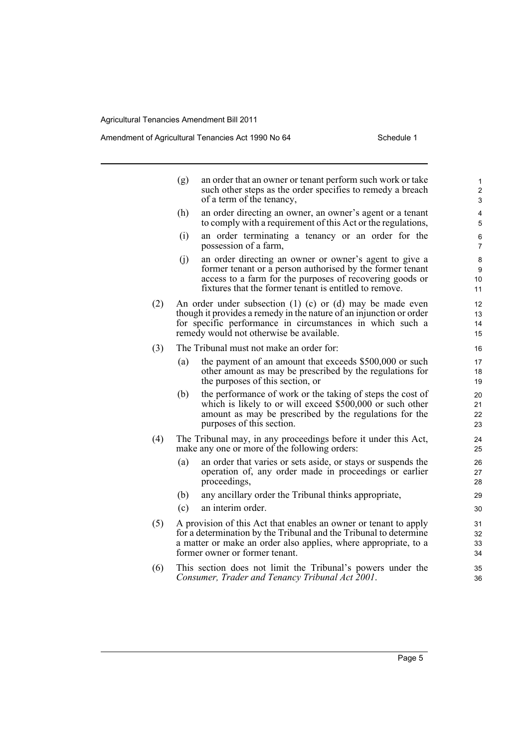(g) an order that an owner or tenant perform such work or take such other steps as the order specifies to remedy a breach of a term of the tenancy,

(h) an order directing an owner, an owner's agent or a tenant to comply with a requirement of this Act or the regulations,

(i) an order terminating a tenancy or an order for the possession of a farm,

(j) an order directing an owner or owner's agent to give a former tenant or a person authorised by the former tenant access to a farm for the purposes of recovering goods or fixtures that the former tenant is entitled to remove.

(2) An order under subsection (1) (c) or (d) may be made even though it provides a remedy in the nature of an injunction or order for specific performance in circumstances in which such a remedy would not otherwise be available.

(3) The Tribunal must not make an order for:

(a) the payment of an amount that exceeds $500,000 or such other amount as may be prescribed by the regulations for the purposes of this section, or

(b) the performance of work or the taking of steps the cost of which is likely to or will exceed $500,000 or such other amount as may be prescribed by the regulations for the purposes of this section.

(4) The Tribunal may, in any proceedings before it under this Act, make any one or more of the following orders:

(a) an order that varies or sets aside, or stays or suspends the operation of, any order made in proceedings or earlier proceedings,

(b) any ancillary order the Tribunal thinks appropriate,

(c) an interim order.

(5) A provision of this Act that enables an owner or tenant to apply for a determination by the Tribunal and the Tribunal to determine a matter or make an order also applies, where appropriate, to a former owner or former tenant.

(6) This section does not limit the Tribunal's powers under the *Consumer, Trader and Tenancy Tribunal Act 2001*.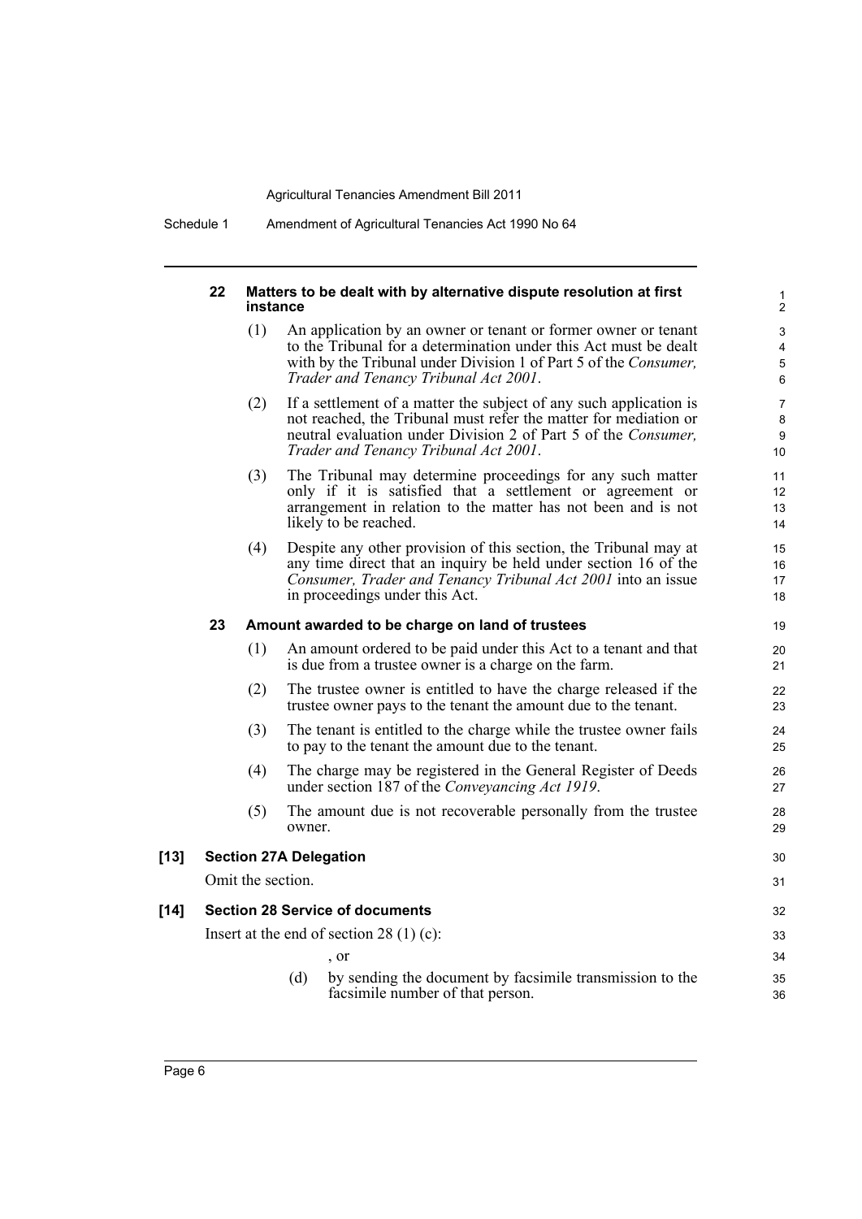#### 22 Matters to be dealt with by alternative dispute resolution at first instance

(1) An application by an owner or tenant or former owner or tenant to the Tribunal for a determination under this Act must be dealt with by the Tribunal under Division 1 of Part 5 of the *Consumer, Trader and Tenancy Tribunal Act 2001*.

(2) If a settlement of a matter the subject of any such application is not reached, the Tribunal must refer the matter for mediation or neutral evaluation under Division 2 of Part 5 of the *Consumer, Trader and Tenancy Tribunal Act 2001*.

(3) The Tribunal may determine proceedings for any such matter only if it is satisfied that a settlement or agreement or arrangement in relation to the matter has not been and is not likely to be reached.

(4) Despite any other provision of this section, the Tribunal may at any time direct that an inquiry be held under section 16 of the *Consumer, Trader and Tenancy Tribunal Act 2001* into an issue in proceedings under this Act.

#### 23 Amount awarded to be charge on land of trustees

(1) An amount ordered to be paid under this Act to a tenant and that is due from a trustee owner is a charge on the farm.

(2) The trustee owner is entitled to have the charge released if the trustee owner pays to the tenant the amount due to the tenant.

(3) The tenant is entitled to the charge while the trustee owner fails to pay to the tenant the amount due to the tenant.

(4) The charge may be registered in the General Register of Deeds under section 187 of the *Conveyancing Act 1919*.

(5) The amount due is not recoverable personally from the trustee owner.

### [13] Section 27A Delegation

Omit the section.

### [14] Section 28 Service of documents

Insert at the end of section 28 (1) (c):

, or

(d) by sending the document by facsimile transmission to the facsimile number of that person.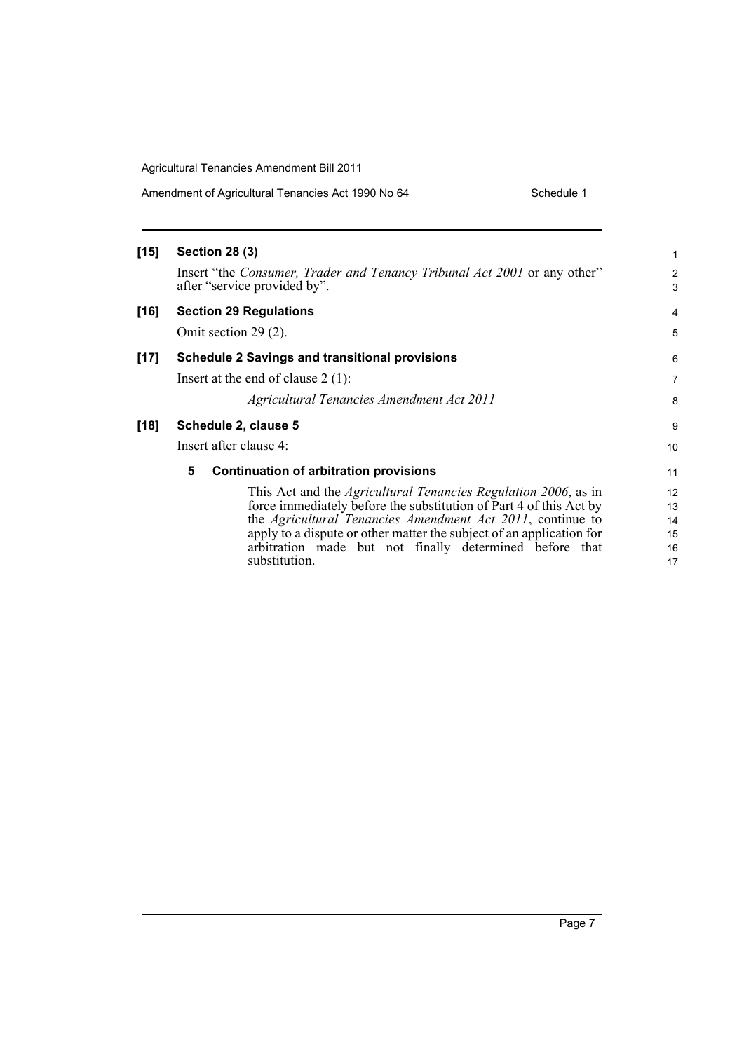**[15] Section 28 (3)**

Insert "the *Consumer, Trader and Tenancy Tribunal Act 2001* or any other" after "service provided by".

**[16] Section 29 Regulations**

Omit section 29 (2).

**[17] Schedule 2 Savings and transitional provisions**

Insert at the end of clause 2 (1):

*Agricultural Tenancies Amendment Act 2011*

**[18] Schedule 2, clause 5**

Insert after clause 4:

**5 Continuation of arbitration provisions**

This Act and the *Agricultural Tenancies Regulation 2006*, as in force immediately before the substitution of Part 4 of this Act by the *Agricultural Tenancies Amendment Act 2011*, continue to apply to a dispute or other matter the subject of an application for arbitration made but not finally determined before that substitution.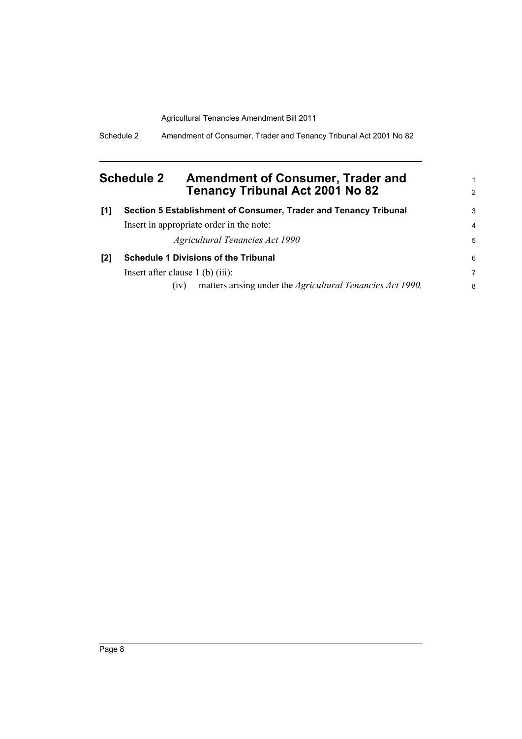## Schedule 2 Amendment of Consumer, Trader and Tenancy Tribunal Act 2001 No 82

**[1] Section 5 Establishment of Consumer, Trader and Tenancy Tribunal**

Insert in appropriate order in the note:

*Agricultural Tenancies Act 1990*

**[2] Schedule 1 Divisions of the Tribunal**

Insert after clause 1 (b) (iii):

(iv) matters arising under the *Agricultural Tenancies Act 1990,*